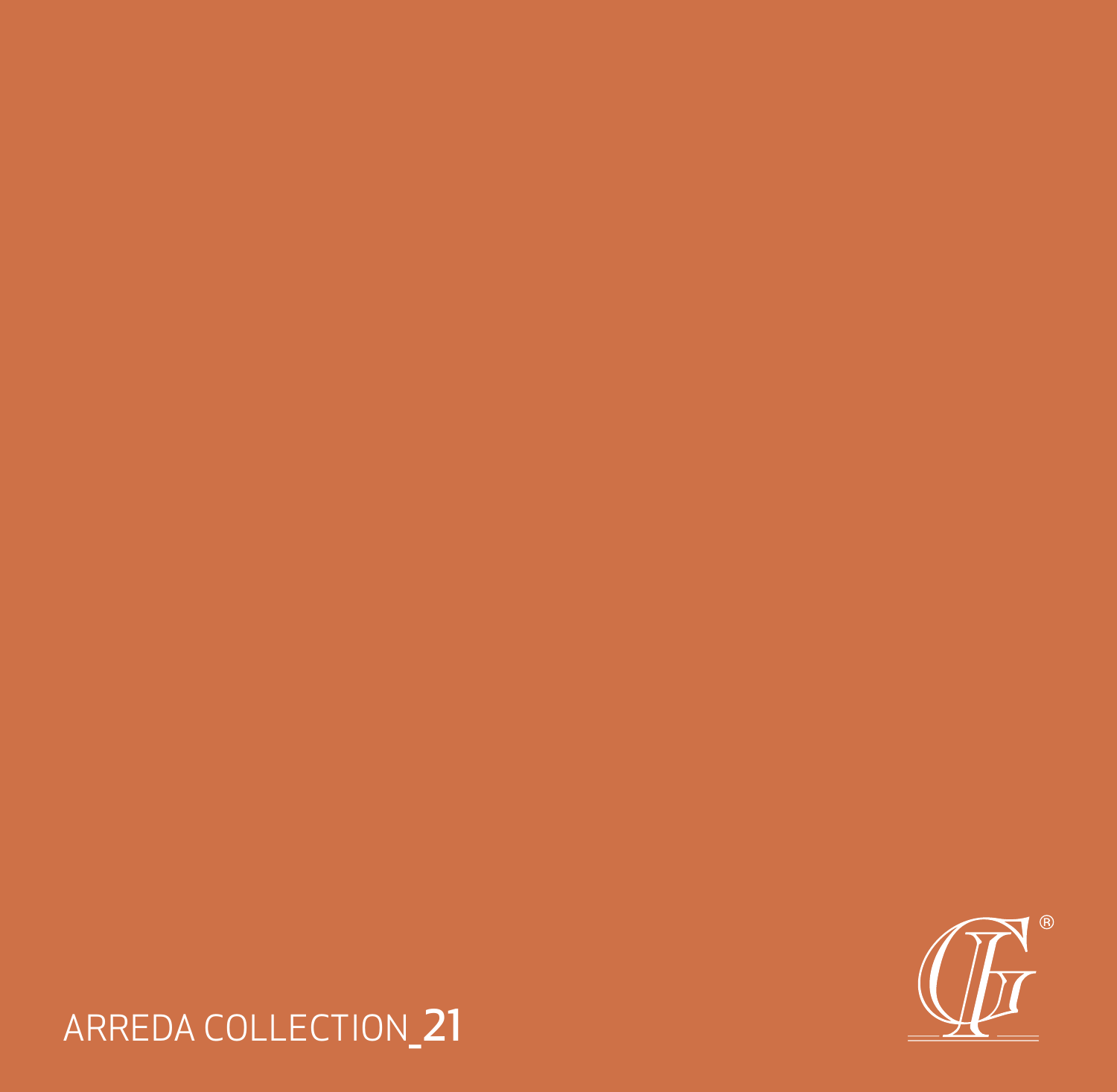# ARREDA COLLECTION_21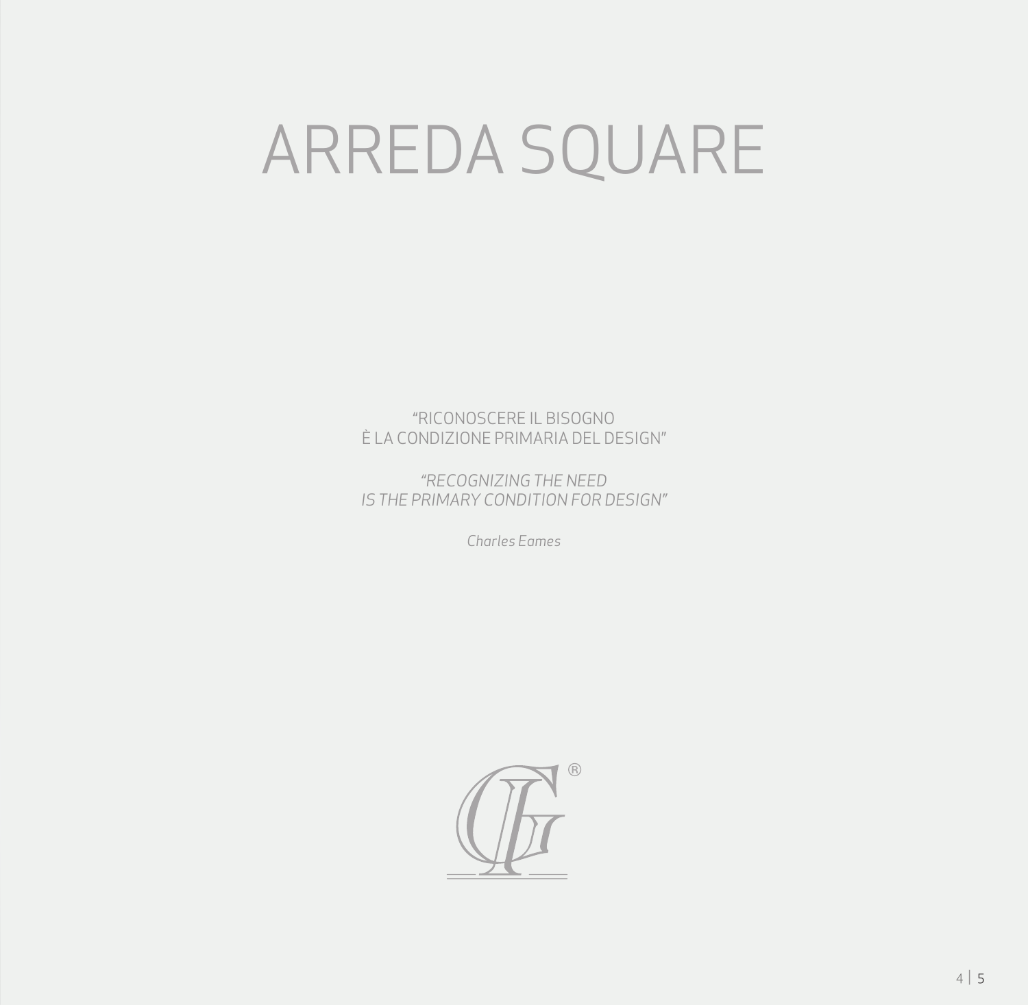# ARREDA SQUARE

"RICONOSCERE IL BISOGNO
È LA CONDIZIONE PRIMARIA DEL DESIGN"

*"RECOGNIZING THE NEED
IS THE PRIMARY CONDITION FOR DESIGN"*

*Charles Eames*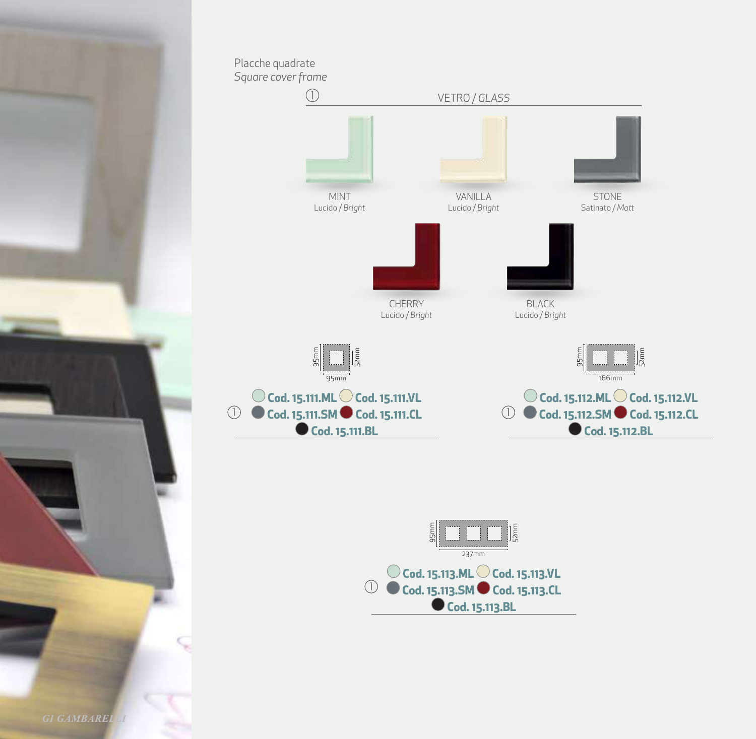Placche quadrate
*Square cover frame*

① VETRO / *GLASS*

MINT
Lucido / *Bright*

VANILLA
Lucido / *Bright*

STONE
Satinato / *Matt*

CHERRY
Lucido / *Bright*

BLACK
Lucido / *Bright*

95mm × 95mm — 52mm

① **Cod. 15.111.ML** **Cod. 15.111.VL**
**Cod. 15.111.SM** **Cod. 15.111.CL**
**Cod. 15.111.BL**

95mm × 166mm — 52mm

① **Cod. 15.112.ML** **Cod. 15.112.VL**
**Cod. 15.112.SM** **Cod. 15.112.CL**
**Cod. 15.112.BL**

95mm × 237mm — 52mm

① **Cod. 15.113.ML** **Cod. 15.113.VL**
**Cod. 15.113.SM** **Cod. 15.113.CL**
**Cod. 15.113.BL**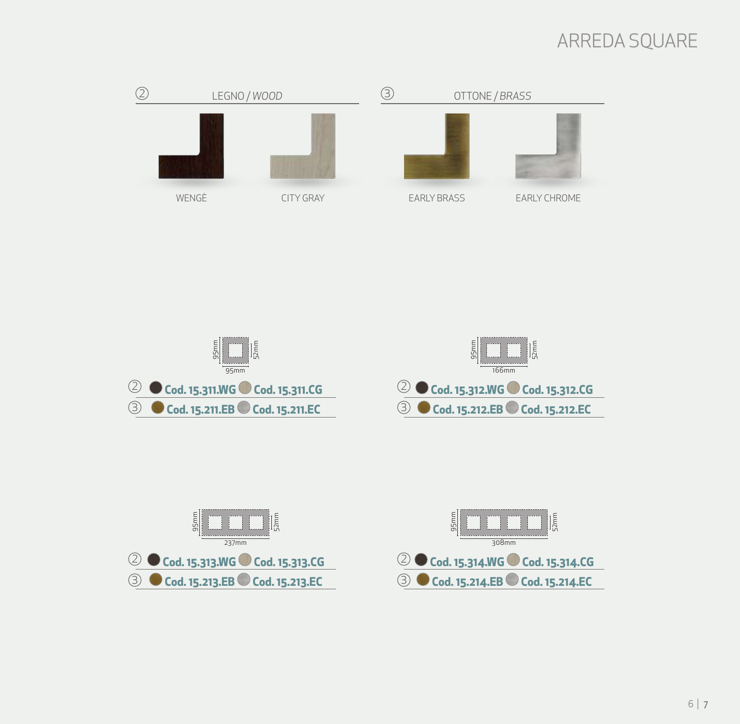# ARREDA SQUARE

## ② LEGNO / *WOOD*

WENGÈ

CITY GRAY

## ③ OTTONE / *BRASS*

EARLY BRASS

EARLY CHROME

95mm × 95mm — 52mm

| | | |
|---|---|---|
| ② | Cod. 15.311.WG | Cod. 15.311.CG |
| ③ | Cod. 15.211.EB | Cod. 15.211.EC |

166mm × 95mm — 52mm

| | | |
|---|---|---|
| ② | Cod. 15.312.WG | Cod. 15.312.CG |
| ③ | Cod. 15.212.EB | Cod. 15.212.EC |

237mm × 95mm — 52mm

| | | |
|---|---|---|
| ② | Cod. 15.313.WG | Cod. 15.313.CG |
| ③ | Cod. 15.213.EB | Cod. 15.213.EC |

308mm × 95mm — 52mm

| | | |
|---|---|---|
| ② | Cod. 15.314.WG | Cod. 15.314.CG |
| ③ | Cod. 15.214.EB | Cod. 15.214.EC |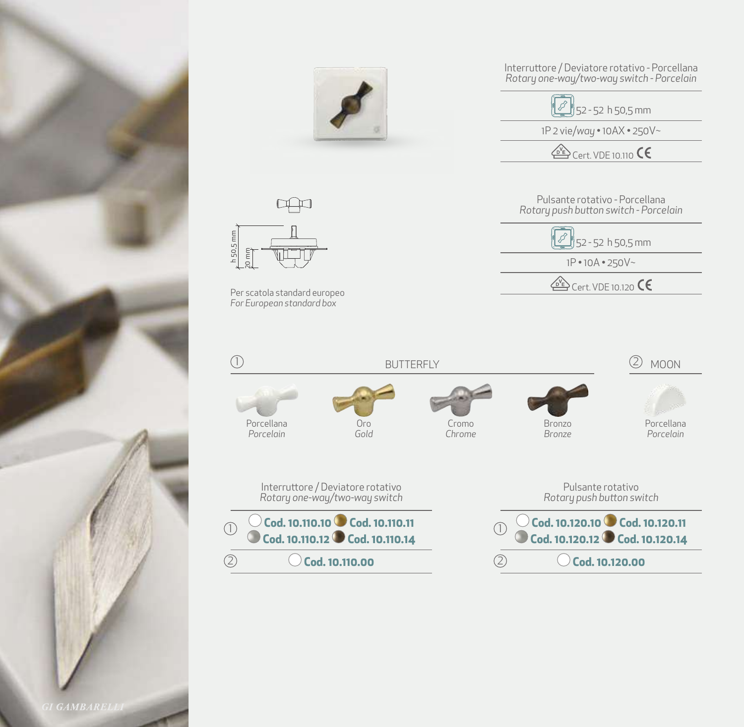Interruttore / Deviatore rotativo - Porcellana
*Rotary one-way/two-way switch - Porcelain*

| 52 - 52 h 50,5 mm |
|---|
| 1P 2 vie/*way* • 10AX • 250V~ |
| Cert. VDE 10.110 CE |

h 50,5 mm

20 mm

Per scatola standard europeo
*For European standard box*

Pulsante rotativo - Porcellana
*Rotary push button switch - Porcelain*

| 52 - 52 h 50,5 mm |
|---|
| 1P • 10A • 250V~ |
| Cert. VDE 10.120 CE |

① BUTTERFLY

Porcellana *Porcelain* · Oro *Gold* · Cromo *Chrome* · Bronzo *Bronze*

② MOON

Porcellana *Porcelain*

Interruttore / Deviatore rotativo
*Rotary one-way/two-way switch*

| | | |
|---|---|---|
| ① | **Cod. 10.110.10** | **Cod. 10.110.11** |
| | **Cod. 10.110.12** | **Cod. 10.110.14** |
| ② | **Cod. 10.110.00** | |

Pulsante rotativo
*Rotary push button switch*

| | | |
|---|---|---|
| ① | **Cod. 10.120.10** | **Cod. 10.120.11** |
| | **Cod. 10.120.12** | **Cod. 10.120.14** |
| ② | **Cod. 10.120.00** | |

*GI GAMBARELLI*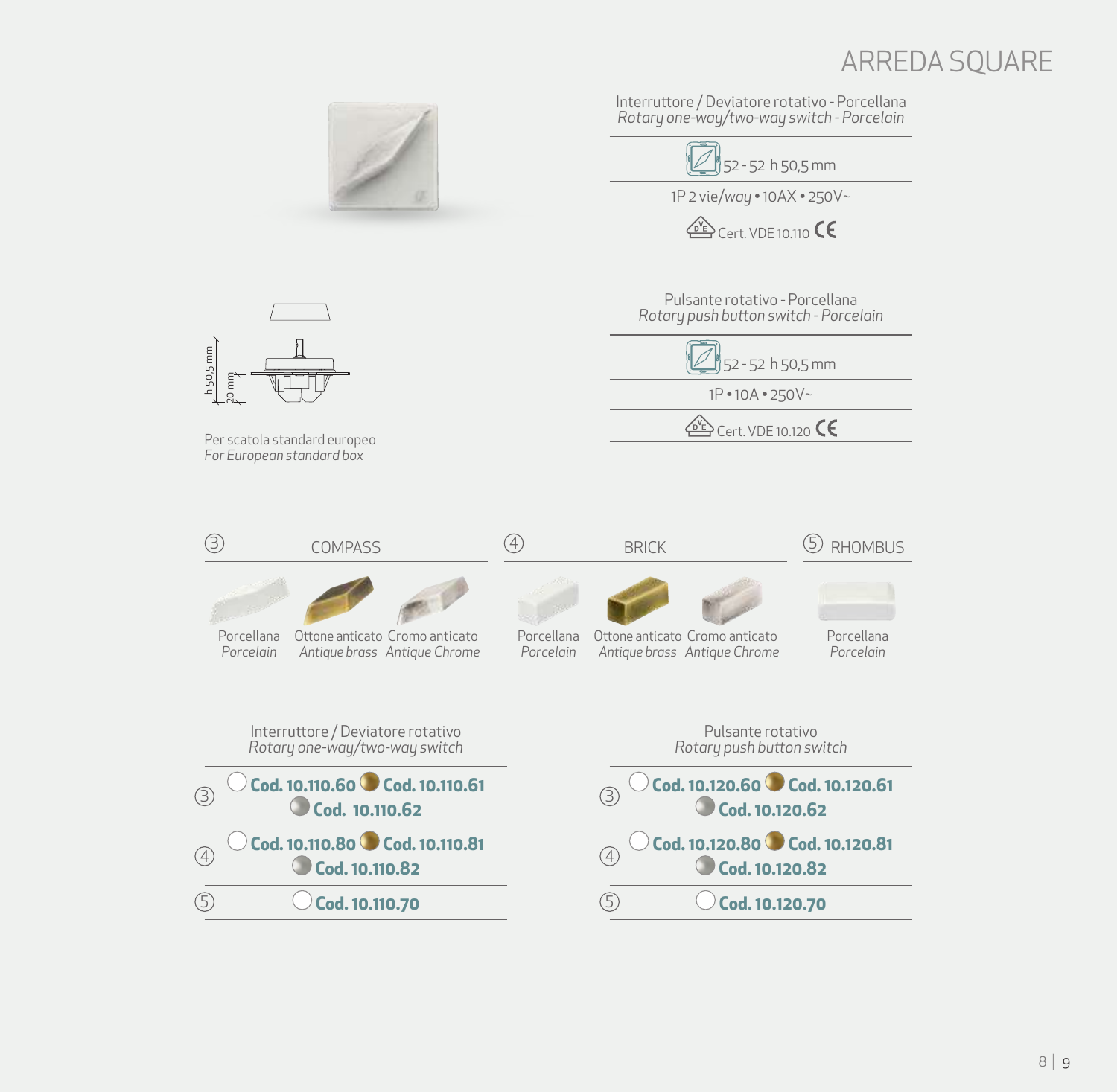# ARREDA SQUARE

Interruttore / Deviatore rotativo - Porcellana
*Rotary one-way/two-way switch - Porcelain*

52 - 52 h 50,5 mm

1P 2 vie/*way* • 10AX • 250V~

Cert. VDE 10.110 CE

Pulsante rotativo - Porcellana
*Rotary push button switch - Porcelain*

52 - 52 h 50,5 mm

1P • 10A • 250V~

Cert. VDE 10.120 CE

h 50,5 mm
20 mm

Per scatola standard europeo
*For European standard box*

| ③ COMPASS | | | ④ BRICK | | | ⑤ RHOMBUS |
|---|---|---|---|---|---|---|
| Porcellana *Porcelain* | Ottone anticato *Antique brass* | Cromo anticato *Antique Chrome* | Porcellana *Porcelain* | Ottone anticato *Antique brass* | Cromo anticato *Antique Chrome* | Porcellana *Porcelain* |

| | Interruttore / Deviatore rotativo *Rotary one-way/two-way switch* | Pulsante rotativo *Rotary push button switch* |
|---|---|---|
| ③ | **Cod. 10.110.60** **Cod. 10.110.61** **Cod. 10.110.62** | **Cod. 10.120.60** **Cod. 10.120.61** **Cod. 10.120.62** |
| ④ | **Cod. 10.110.80** **Cod. 10.110.81** **Cod. 10.110.82** | **Cod. 10.120.80** **Cod. 10.120.81** **Cod. 10.120.82** |
| ⑤ | **Cod. 10.110.70** | **Cod. 10.120.70** |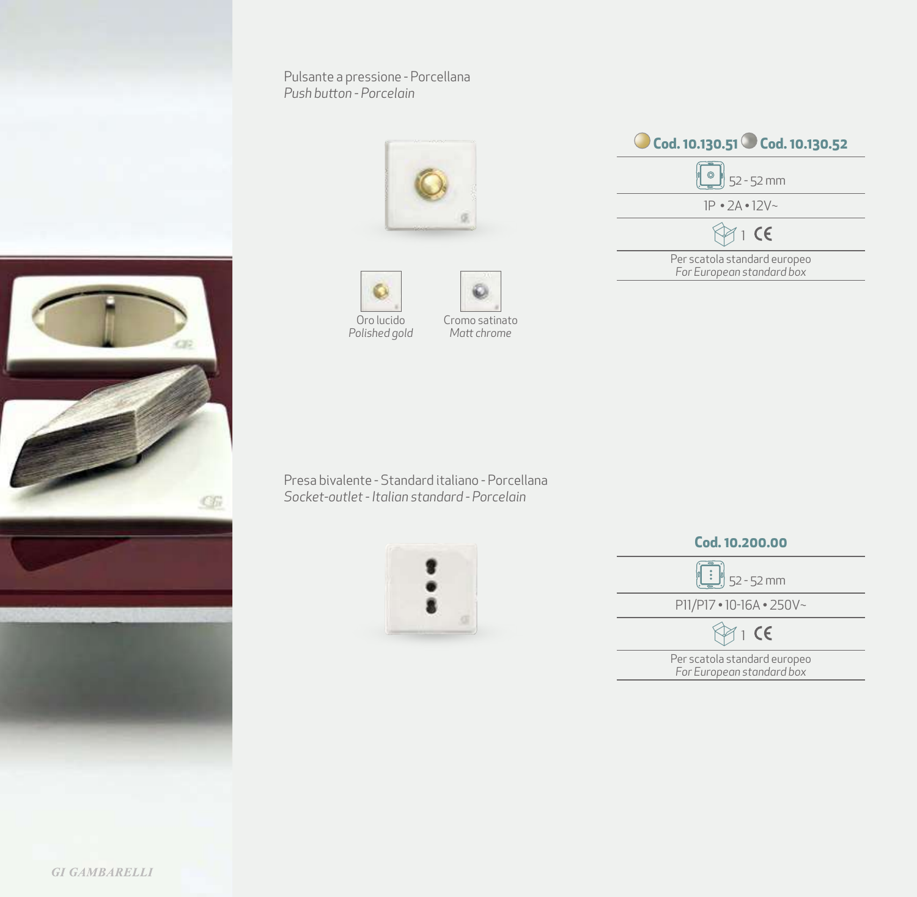Pulsante a pressione - Porcellana
*Push button - Porcelain*

Oro lucido
*Polished gold*

Cromo satinato
*Matt chrome*

| **Cod. 10.130.51** **Cod. 10.130.52** |
| --- |
| 52 - 52 mm |
| 1P • 2A • 12V~ |
| 1 CE |
| Per scatola standard europeo *For European standard box* |

Presa bivalente - Standard italiano - Porcellana
*Socket-outlet - Italian standard - Porcelain*

| **Cod. 10.200.00** |
| --- |
| 52 - 52 mm |
| P11/P17 • 10-16A • 250V~ |
| 1 CE |
| Per scatola standard europeo *For European standard box* |

GI GAMBARELLI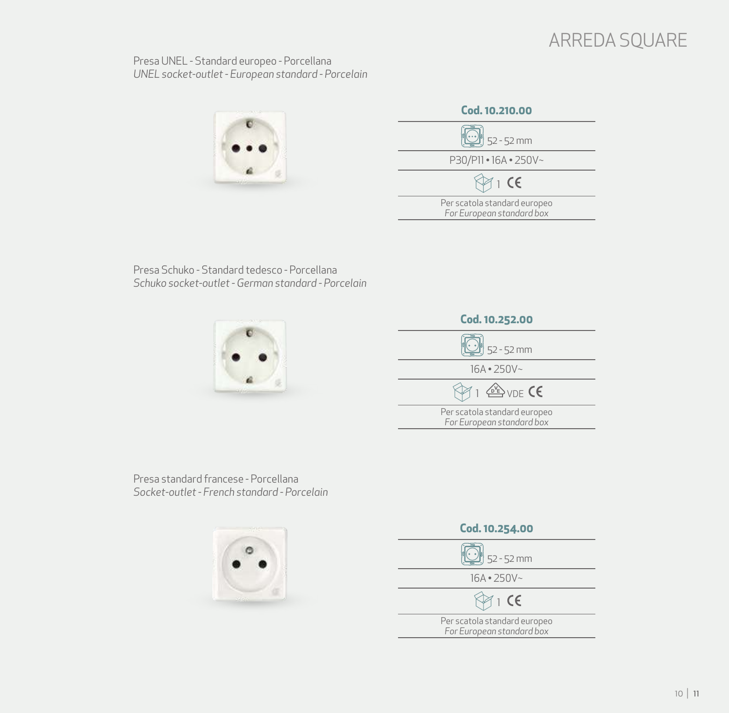# ARREDA SQUARE

Presa UNEL - Standard europeo - Porcellana
*UNEL socket-outlet - European standard - Porcelain*

| **Cod. 10.210.00** |
| --- |
| 52 - 52 mm |
| P30/P11 • 16A • 250V~ |
| 1 CE |
| Per scatola standard europeo<br>*For European standard box* |

Presa Schuko - Standard tedesco - Porcellana
*Schuko socket-outlet - German standard - Porcelain*

| **Cod. 10.252.00** |
| --- |
| 52 - 52 mm |
| 16A • 250V~ |
| 1 VDE CE |
| Per scatola standard europeo<br>*For European standard box* |

Presa standard francese - Porcellana
*Socket-outlet - French standard - Porcelain*

| **Cod. 10.254.00** |
| --- |
| 52 - 52 mm |
| 16A • 250V~ |
| 1 CE |
| Per scatola standard europeo<br>*For European standard box* |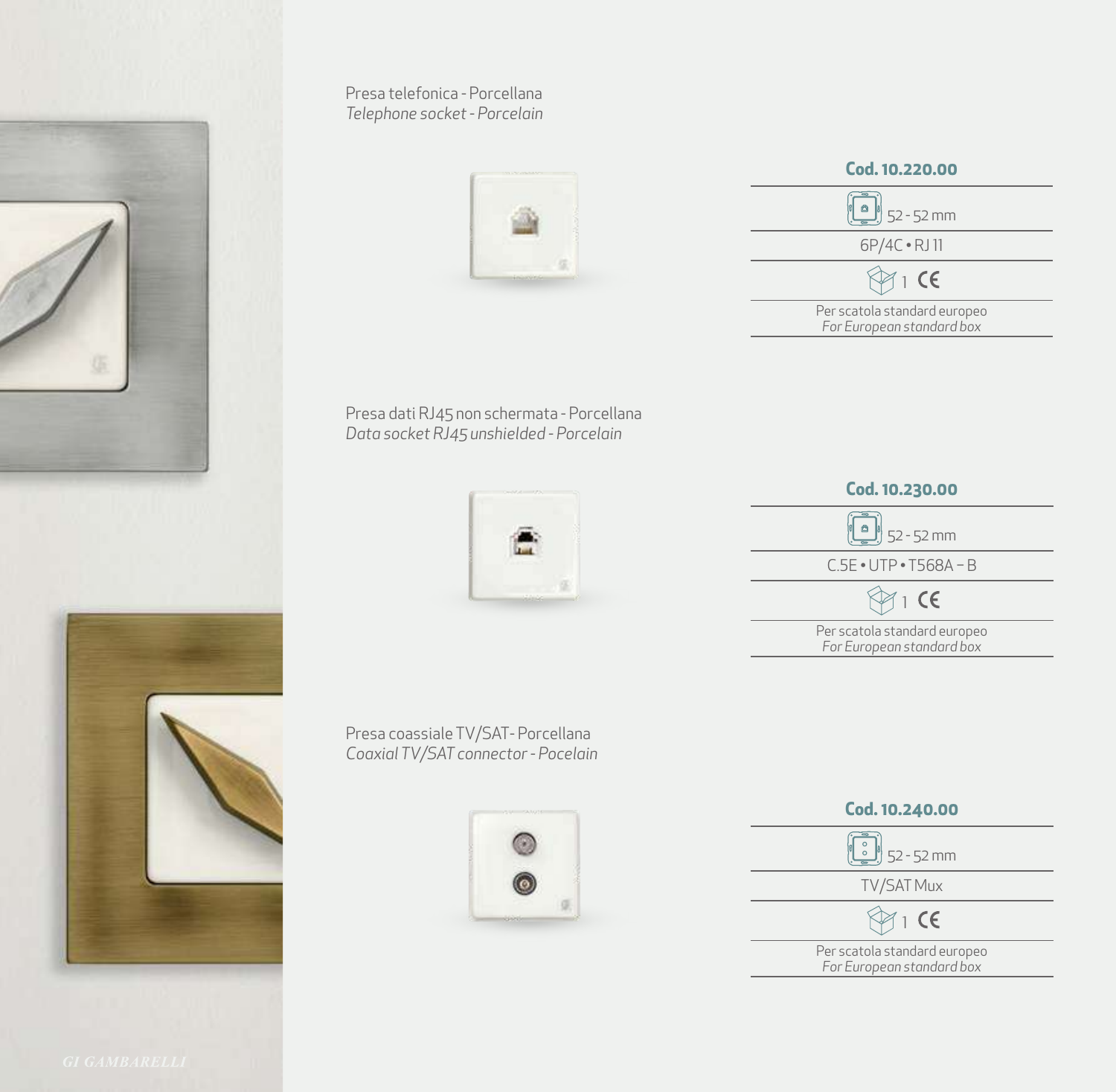Presa telefonica - Porcellana
*Telephone socket - Porcelain*

**Cod. 10.220.00**

52 - 52 mm

6P/4C • RJ 11

1 CE

Per scatola standard europeo
*For European standard box*

Presa dati RJ45 non schermata - Porcellana
*Data socket RJ45 unshielded - Porcelain*

**Cod. 10.230.00**

52 - 52 mm

C.5E • UTP • T568A – B

1 CE

Per scatola standard europeo
*For European standard box*

Presa coassiale TV/SAT- Porcellana
*Coaxial TV/SAT connector - Pocelain*

**Cod. 10.240.00**

52 - 52 mm

TV/SAT Mux

1 CE

Per scatola standard europeo
*For European standard box*

GI GAMBARELLI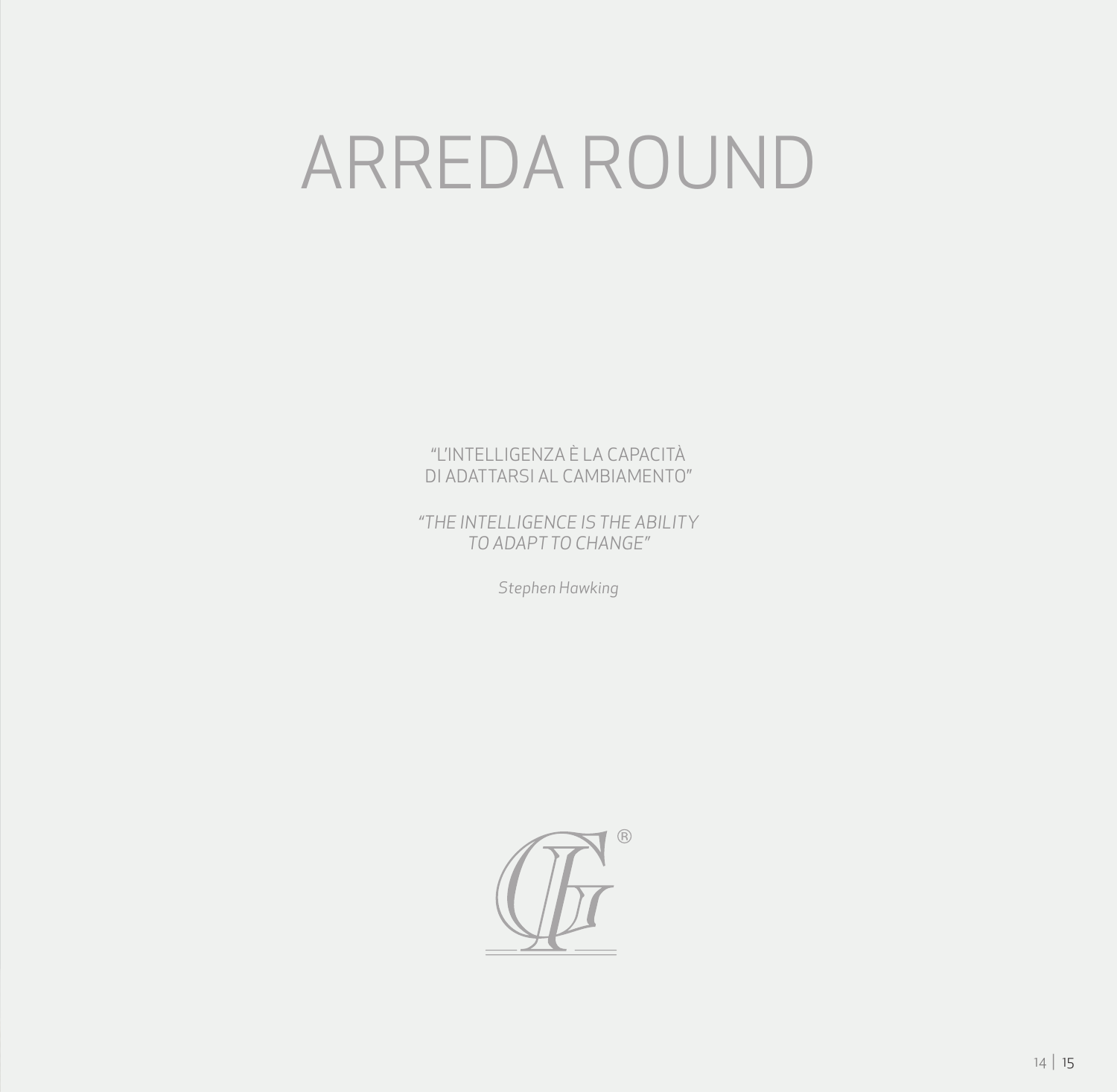# ARREDA ROUND

"L'INTELLIGENZA È LA CAPACITÀ
DI ADATTARSI AL CAMBIAMENTO"

*"THE INTELLIGENCE IS THE ABILITY
TO ADAPT TO CHANGE"*

*Stephen Hawking*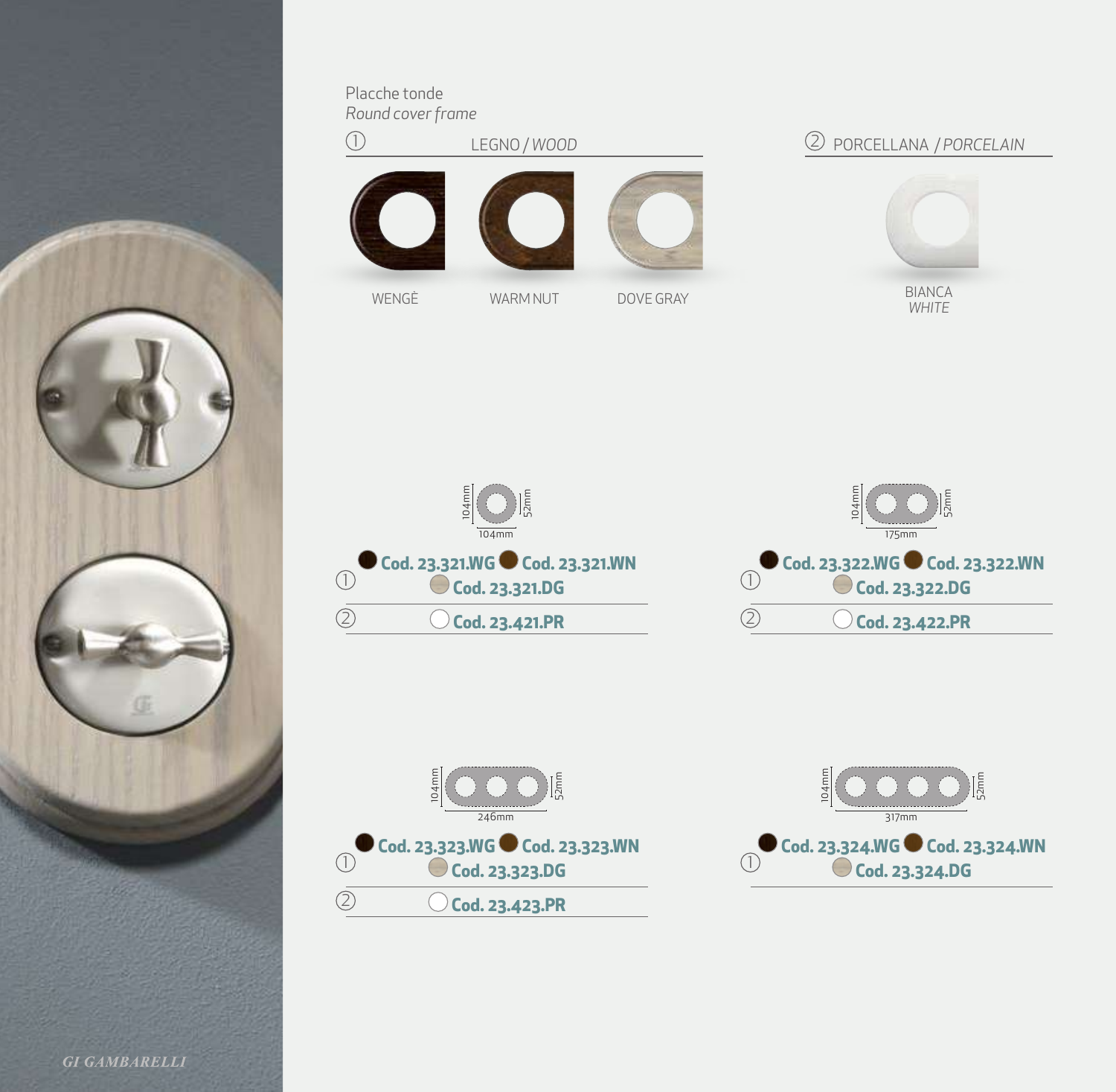## Placche tonde
*Round cover frame*

① LEGNO / *WOOD*

WENGÈ

WARM NUT

DOVE GRAY

② PORCELLANA / *PORCELAIN*

BIANCA
*WHITE*

104mm × 104mm — 52mm

① Cod. 23.321.WG  Cod. 23.321.WN  Cod. 23.321.DG

② Cod. 23.421.PR

175mm × 104mm — 52mm

① Cod. 23.322.WG  Cod. 23.322.WN  Cod. 23.322.DG

② Cod. 23.422.PR

246mm × 104mm — 52mm

① Cod. 23.323.WG  Cod. 23.323.WN  Cod. 23.323.DG

② Cod. 23.423.PR

317mm × 104mm — 52mm

① Cod. 23.324.WG  Cod. 23.324.WN  Cod. 23.324.DG

GI GAMBARELLI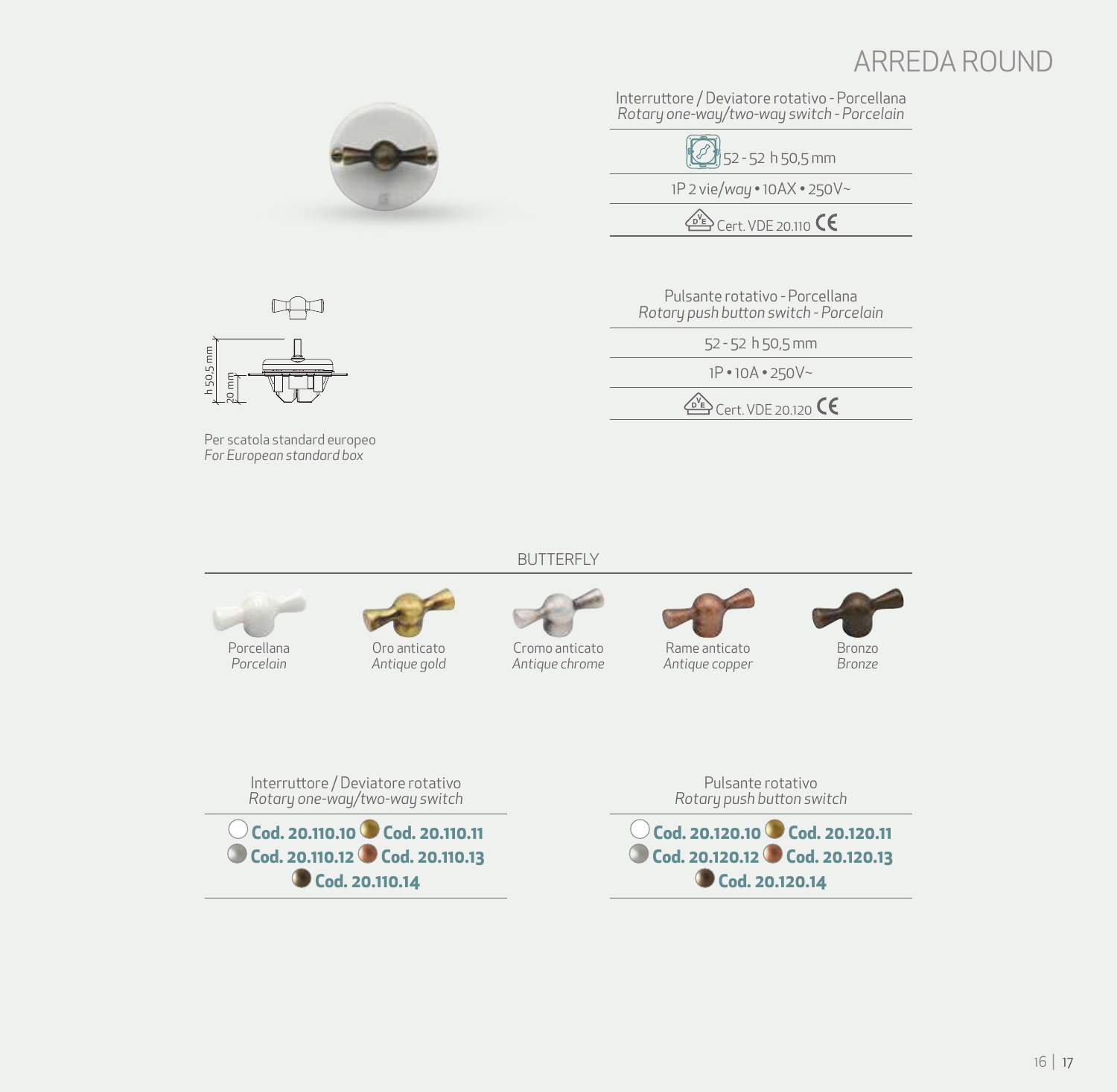# ARREDA ROUND

Interruttore / Deviatore rotativo - Porcellana
*Rotary one-way/two-way switch - Porcelain*

52 - 52 h 50,5 mm

1P 2 vie/*way* • 10AX • 250V~

Cert. VDE 20.110 CE

Pulsante rotativo - Porcellana
*Rotary push button switch - Porcelain*

52 - 52 h 50,5 mm

1P • 10A • 250V~

Cert. VDE 20.120 CE

h 50,5 mm

20 mm

Per scatola standard europeo
*For European standard box*

## BUTTERFLY

| Porcellana *Porcelain* | Oro anticato *Antique gold* | Cromo anticato *Antique chrome* | Rame anticato *Antique copper* | Bronzo *Bronze* |
|---|---|---|---|---|

Interruttore / Deviatore rotativo
*Rotary one-way/two-way switch*

**Cod. 20.110.10** **Cod. 20.110.11**
**Cod. 20.110.12** **Cod. 20.110.13**
**Cod. 20.110.14**

Pulsante rotativo
*Rotary push button switch*

**Cod. 20.120.10** **Cod. 20.120.11**
**Cod. 20.120.12** **Cod. 20.120.13**
**Cod. 20.120.14**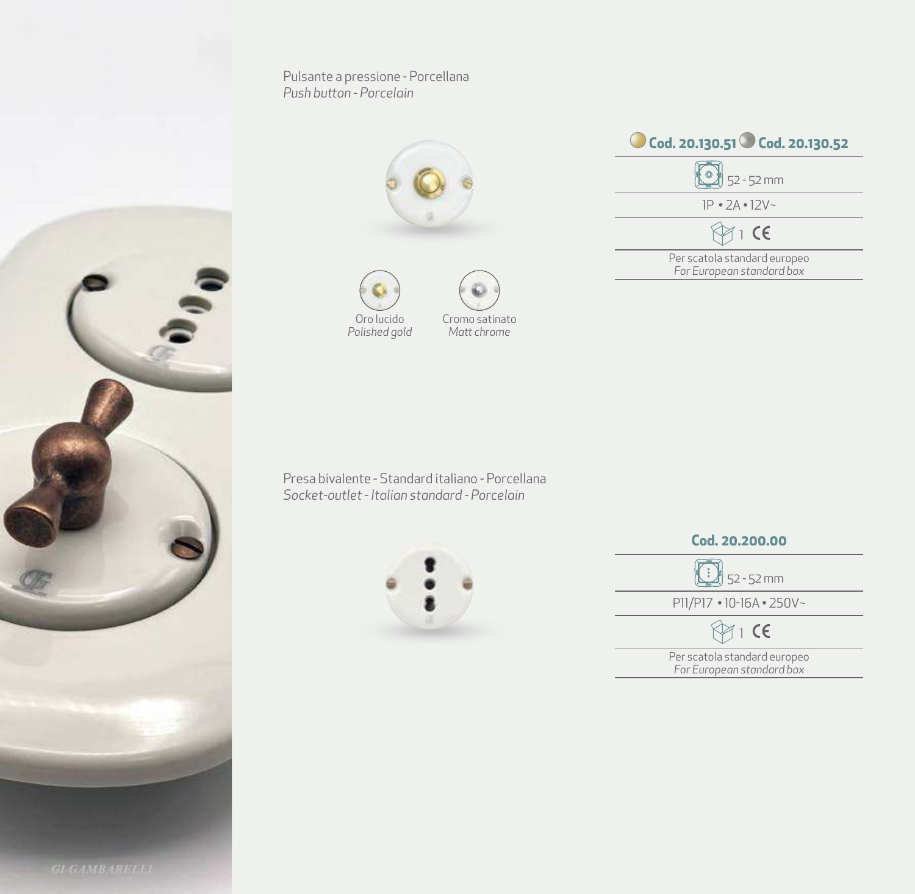Pulsante a pressione - Porcellana
*Push button - Porcelain*

Oro lucido
*Polished gold*

Cromo satinato
*Matt chrome*

| **Cod. 20.130.51** **Cod. 20.130.52** |
|---|
| 52 - 52 mm |
| 1P • 2A • 12V~ |
| 1 CE |
| Per scatola standard europeo *For European standard box* |

Presa bivalente - Standard italiano - Porcellana
*Socket-outlet - Italian standard - Porcelain*

| **Cod. 20.200.00** |
|---|
| 52 - 52 mm |
| P11/P17 • 10-16A • 250V~ |
| 1 CE |
| Per scatola standard europeo *For European standard box* |

GI GAMBARELLI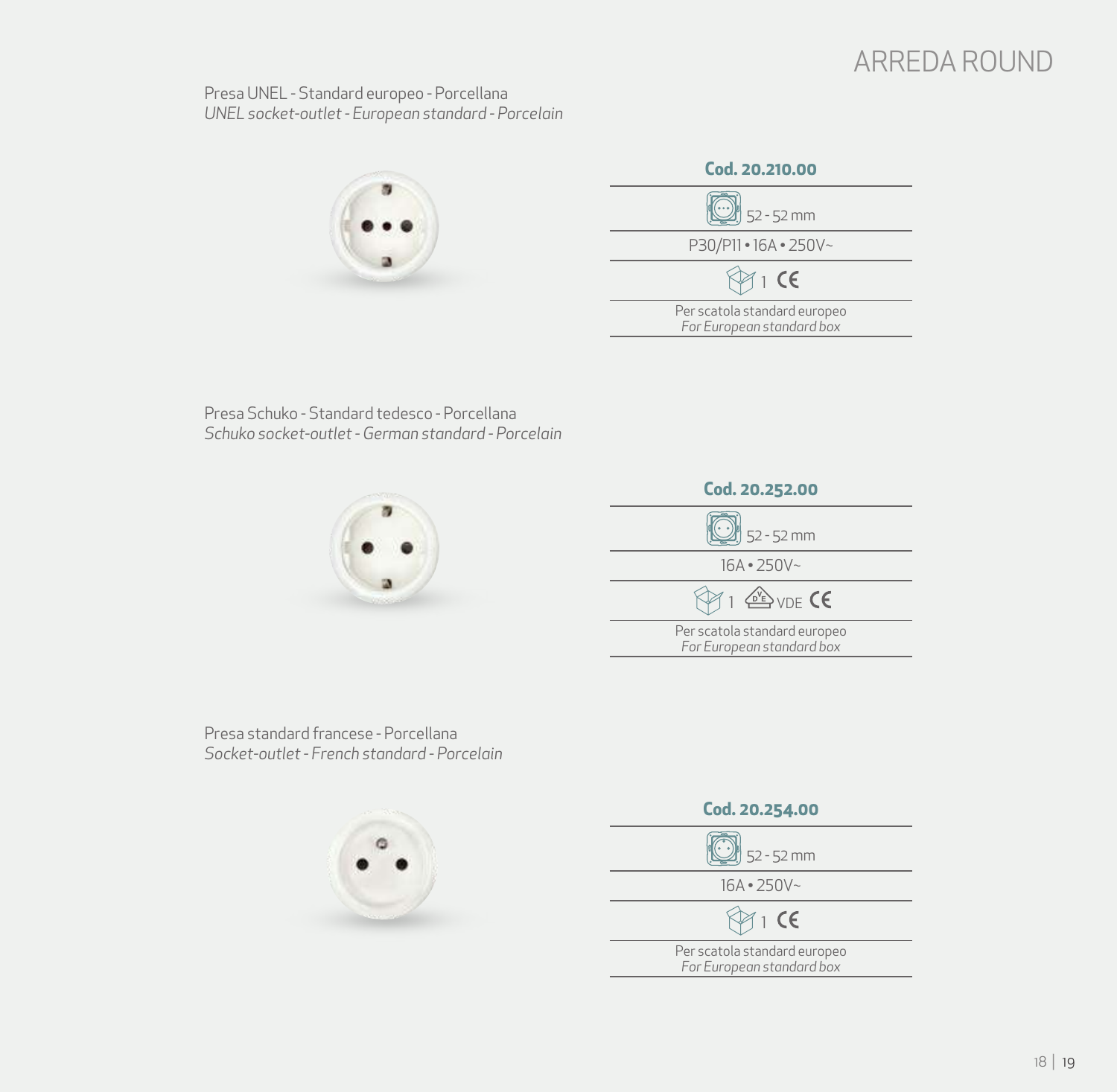# ARREDA ROUND

Presa UNEL - Standard europeo - Porcellana
*UNEL socket-outlet - European standard - Porcelain*

| **Cod. 20.210.00** |
|---|
| 52 - 52 mm |
| P30/P11 • 16A • 250V~ |
| 1 CE |
| Per scatola standard europeo *For European standard box* |

Presa Schuko - Standard tedesco - Porcellana
*Schuko socket-outlet - German standard - Porcelain*

| **Cod. 20.252.00** |
|---|
| 52 - 52 mm |
| 16A • 250V~ |
| 1 VDE CE |
| Per scatola standard europeo *For European standard box* |

Presa standard francese - Porcellana
*Socket-outlet - French standard - Porcelain*

| **Cod. 20.254.00** |
|---|
| 52 - 52 mm |
| 16A • 250V~ |
| 1 CE |
| Per scatola standard europeo *For European standard box* |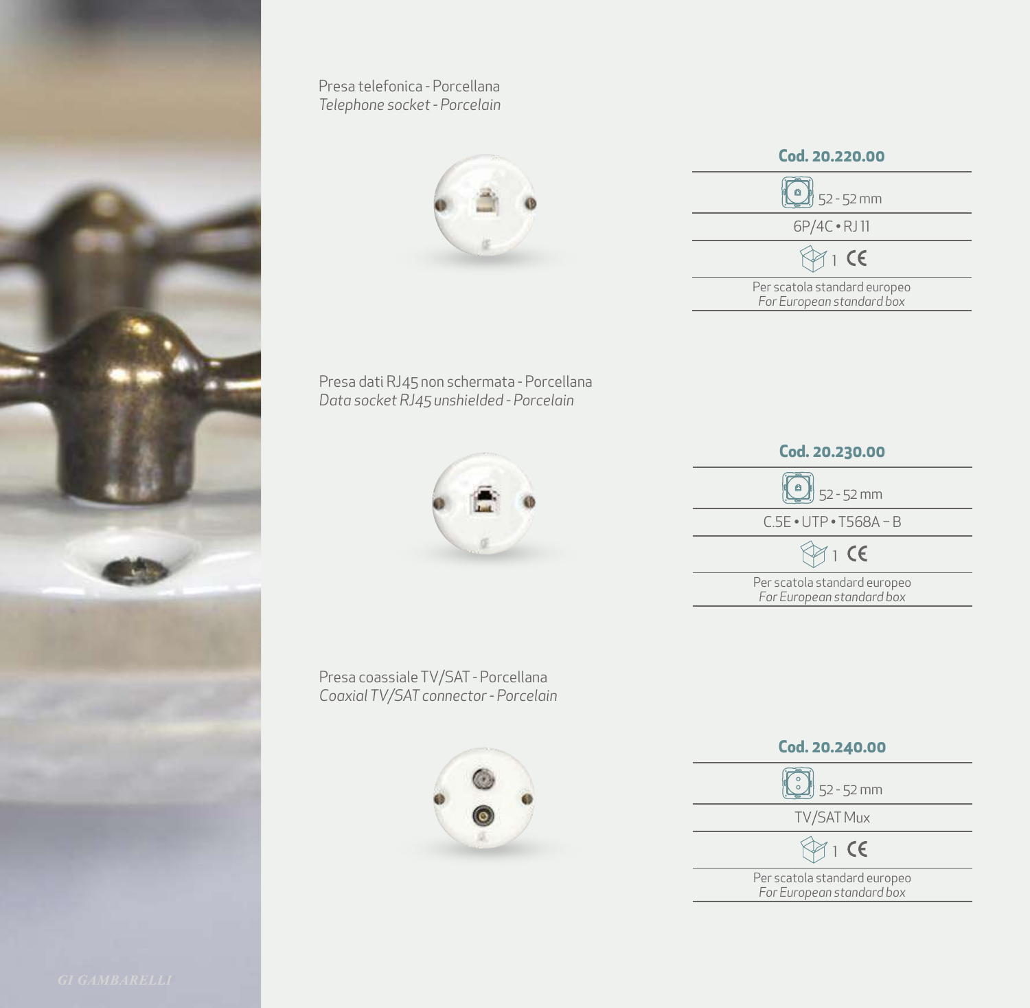Presa telefonica - Porcellana
*Telephone socket - Porcelain*

**Cod. 20.220.00**

52 - 52 mm

6P/4C • RJ 11

1 CE

Per scatola standard europeo
*For European standard box*

Presa dati RJ45 non schermata - Porcellana
*Data socket RJ45 unshielded - Porcelain*

**Cod. 20.230.00**

52 - 52 mm

C.5E • UTP • T568A – B

1 CE

Per scatola standard europeo
*For European standard box*

Presa coassiale TV/SAT - Porcellana
*Coaxial TV/SAT connector - Porcelain*

**Cod. 20.240.00**

52 - 52 mm

TV/SAT Mux

1 CE

Per scatola standard europeo
*For European standard box*

GI GAMBARELLI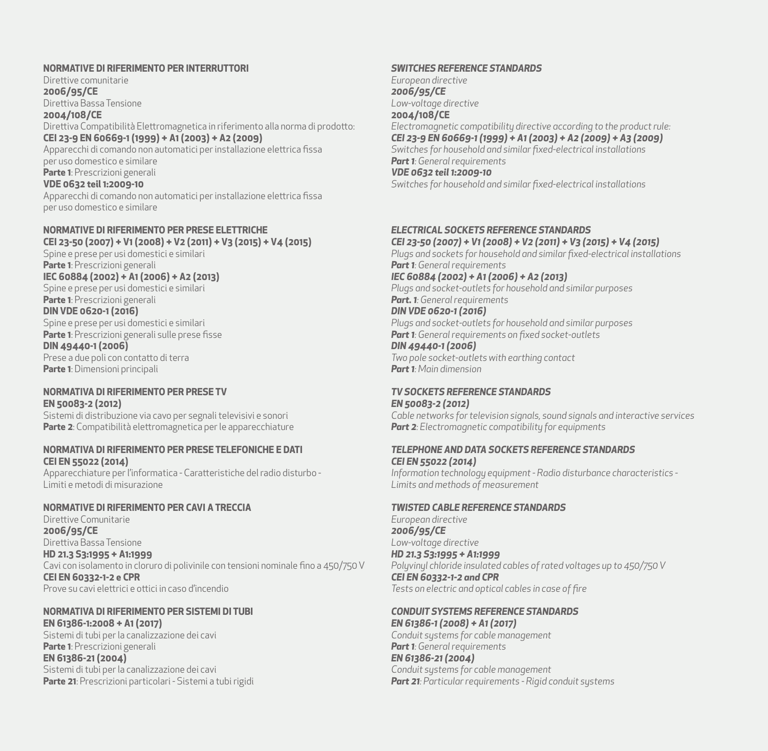## NORMATIVE DI RIFERIMENTO PER INTERRUTTORI

Direttive comunitarie
**2006/95/CE**
Direttiva Bassa Tensione
**2004/108/CE**
Direttiva Compatibilità Elettromagnetica in riferimento alla norma di prodotto:
**CEI 23-9 EN 60669-1 (1999) + A1 (2003) + A2 (2009)**
Apparecchi di comando non automatici per installazione elettrica fissa per uso domestico e similare
**Parte 1**: Prescrizioni generali
**VDE 0632 teil 1:2009-10**
Apparecchi di comando non automatici per installazione elettrica fissa per uso domestico e similare

## NORMATIVE DI RIFERIMENTO PER PRESE ELETTRICHE

**CEI 23-50 (2007) + V1 (2008) + V2 (2011) + V3 (2015) + V4 (2015)**
Spine e prese per usi domestici e similari
**Parte 1**: Prescrizioni generali
**IEC 60884 (2002) + A1 (2006) + A2 (2013)**
Spine e prese per usi domestici e similari
**Parte 1**: Prescrizioni generali
**DIN VDE 0620-1 (2016)**
Spine e prese per usi domestici e similari
**Parte 1**: Prescrizioni generali sulle prese fisse
**DIN 49440-1 (2006)**
Prese a due poli con contatto di terra
**Parte 1**: Dimensioni principali

## NORMATIVA DI RIFERIMENTO PER PRESE TV

**EN 50083-2 (2012)**
Sistemi di distribuzione via cavo per segnali televisivi e sonori
**Parte 2**: Compatibilità elettromagnetica per le apparecchiature

## NORMATIVA DI RIFERIMENTO PER PRESE TELEFONICHE E DATI

**CEI EN 55022 (2014)**
Apparecchiature per l'informatica - Caratteristiche del radio disturbo - Limiti e metodi di misurazione

## NORMATIVE DI RIFERIMENTO PER CAVI A TRECCIA

Direttive Comunitarie
**2006/95/CE**
Direttiva Bassa Tensione
**HD 21.3 S3:1995 + A1:1999**
Cavi con isolamento in cloruro di polivinile con tensioni nominale fino a 450/750 V
**CEI EN 60332-1-2 e CPR**
Prove su cavi elettrici e ottici in caso d'incendio

## NORMATIVA DI RIFERIMENTO PER SISTEMI DI TUBI

**EN 61386-1:2008 + A1 (2017)**
Sistemi di tubi per la canalizzazione dei cavi
**Parte 1**: Prescrizioni generali
**EN 61386-21 (2004)**
Sistemi di tubi per la canalizzazione dei cavi
**Parte 21**: Prescrizioni particolari - Sistemi a tubi rigidi

## *SWITCHES REFERENCE STANDARDS*

*European directive*
***2006/95/CE***
*Low-voltage directive*
**2004/108/CE**
*Electromagnetic compatibility directive according to the product rule:*
***CEI 23-9 EN 60669-1 (1999) + A1 (2003) + A2 (2009) + A3 (2009)***
*Switches for household and similar fixed-electrical installations*
***Part 1**: General requirements*
***VDE 0632 teil 1:2009-10***
*Switches for household and similar fixed-electrical installations*

## *ELECTRICAL SOCKETS REFERENCE STANDARDS*

***CEI 23-50 (2007) + V1 (2008) + V2 (2011) + V3 (2015) + V4 (2015)***
*Plugs and sockets for household and similar fixed-electrical installations*
***Part 1**: General requirements*
***IEC 60884 (2002) + A1 (2006) + A2 (2013)***
*Plugs and socket-outlets for household and similar purposes*
***Part. 1**: General requirements*
***DIN VDE 0620-1 (2016)***
*Plugs and socket-outlets for household and similar purposes*
***Part 1**: General requirements on fixed socket-outlets*
***DIN 49440-1 (2006)***
*Two pole socket-outlets with earthing contact*
***Part 1**: Main dimension*

## *TV SOCKETS REFERENCE STANDARDS*

***EN 50083-2 (2012)***
*Cable networks for television signals, sound signals and interactive services*
***Part 2**: Electromagnetic compatibility for equipments*

## *TELEPHONE AND DATA SOCKETS REFERENCE STANDARDS*

***CEI EN 55022 (2014)***
*Information technology equipment - Radio disturbance characteristics - Limits and methods of measurement*

## *TWISTED CABLE REFERENCE STANDARDS*

*European directive*
***2006/95/CE***
*Low-voltage directive*
***HD 21.3 S3:1995 + A1:1999***
*Polyvinyl chloride insulated cables of rated voltages up to 450/750 V*
***CEI EN 60332-1-2 and CPR***
*Tests on electric and optical cables in case of fire*

## *CONDUIT SYSTEMS REFERENCE STANDARDS*

***EN 61386-1 (2008) + A1 (2017)***
*Conduit systems for cable management*
***Part 1**: General requirements*
***EN 61386-21 (2004)***
*Conduit systems for cable management*
***Part 21**: Particular requirements - Rigid conduit systems*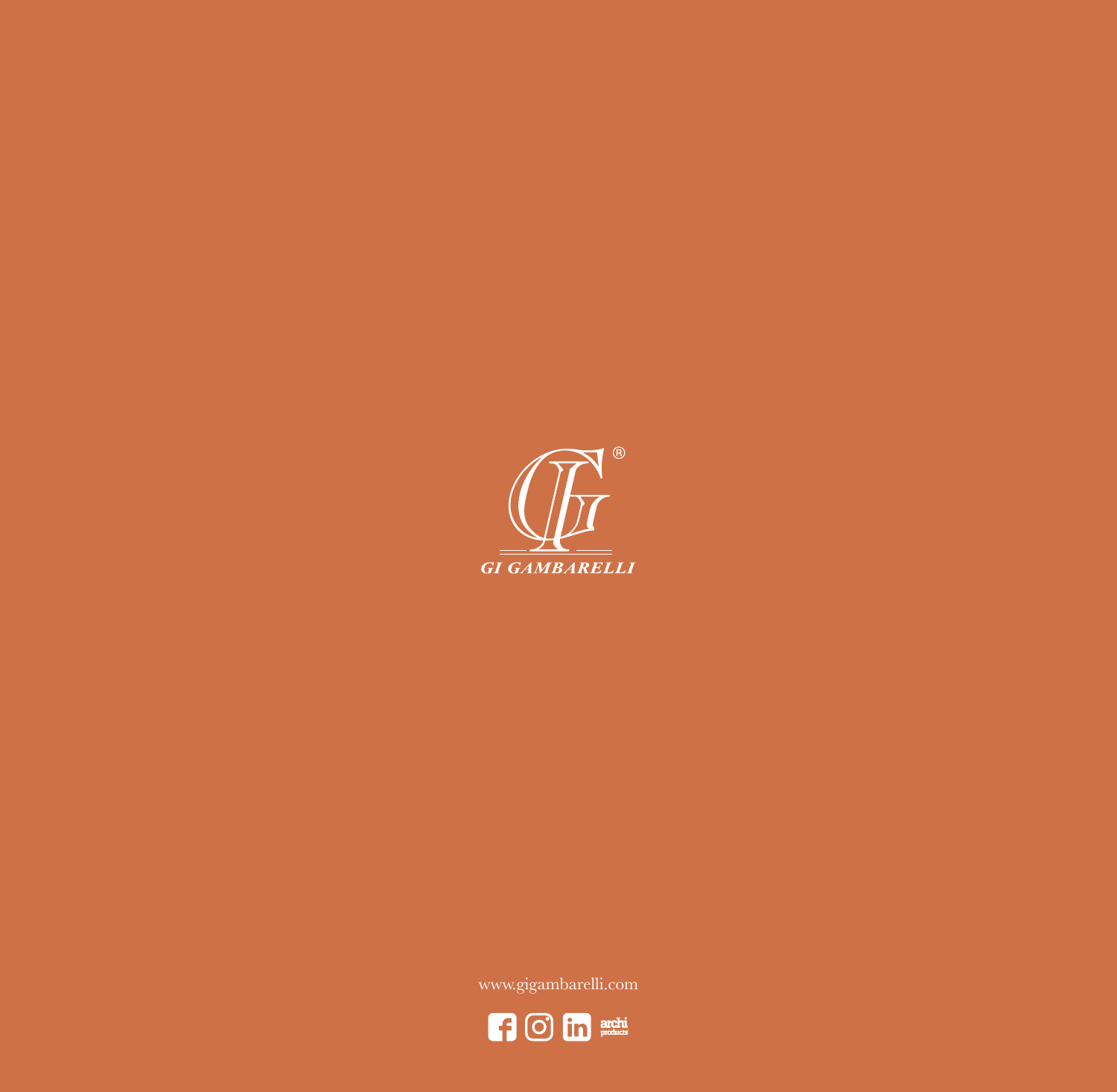GI GAMBARELLI

www.gigambarelli.com